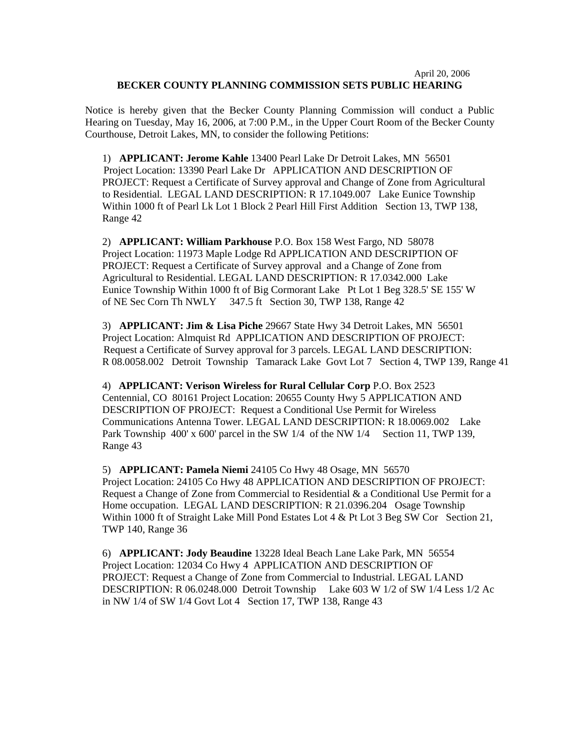April 20, 2006

**BECKER COUNTY PLANNING COMMISSION SETS PUBLIC HEARING**

Notice is hereby given that the Becker County Planning Commission will conduct a Public Hearing on Tuesday, May 16, 2006, at 7:00 P.M., in the Upper Court Room of the Becker County Courthouse, Detroit Lakes, MN, to consider the following Petitions:

1) **APPLICANT: Jerome Kahle** 13400 Pearl Lake Dr Detroit Lakes, MN 56501 Project Location: 13390 Pearl Lake Dr APPLICATION AND DESCRIPTION OF PROJECT: Request a Certificate of Survey approval and Change of Zone from Agricultural to Residential. LEGAL LAND DESCRIPTION: R 17.1049.007 Lake Eunice Township Within 1000 ft of Pearl Lk Lot 1 Block 2 Pearl Hill First Addition Section 13, TWP 138, Range 42

2) **APPLICANT: William Parkhouse** P.O. Box 158 West Fargo, ND 58078 Project Location: 11973 Maple Lodge Rd APPLICATION AND DESCRIPTION OF PROJECT: Request a Certificate of Survey approval and a Change of Zone from Agricultural to Residential. LEGAL LAND DESCRIPTION: R 17.0342.000 Lake Eunice Township Within 1000 ft of Big Cormorant Lake Pt Lot 1 Beg 328.5' SE 155' W of NE Sec Corn Th NWLY 347.5 ft Section 30, TWP 138, Range 42

3) **APPLICANT: Jim & Lisa Piche** 29667 State Hwy 34 Detroit Lakes, MN 56501 Project Location: Almquist Rd APPLICATION AND DESCRIPTION OF PROJECT: Request a Certificate of Survey approval for 3 parcels. LEGAL LAND DESCRIPTION: R 08.0058.002 Detroit Township Tamarack Lake Govt Lot 7 Section 4, TWP 139, Range 41

4) **APPLICANT: Verison Wireless for Rural Cellular Corp** P.O. Box 2523 Centennial, CO 80161 Project Location: 20655 County Hwy 5 APPLICATION AND DESCRIPTION OF PROJECT: Request a Conditional Use Permit for Wireless Communications Antenna Tower. LEGAL LAND DESCRIPTION: R 18.0069.002 Lake Park Township 400' x 600' parcel in the SW 1/4 of the NW 1/4 Section 11, TWP 139, Range 43

5) **APPLICANT: Pamela Niemi** 24105 Co Hwy 48 Osage, MN 56570 Project Location: 24105 Co Hwy 48 APPLICATION AND DESCRIPTION OF PROJECT: Request a Change of Zone from Commercial to Residential & a Conditional Use Permit for a Home occupation. LEGAL LAND DESCRIPTION: R 21.0396.204 Osage Township Within 1000 ft of Straight Lake Mill Pond Estates Lot 4 & Pt Lot 3 Beg SW Cor Section 21, TWP 140, Range 36

6) **APPLICANT: Jody Beaudine** 13228 Ideal Beach Lane Lake Park, MN 56554 Project Location: 12034 Co Hwy 4 APPLICATION AND DESCRIPTION OF PROJECT: Request a Change of Zone from Commercial to Industrial. LEGAL LAND DESCRIPTION: R 06.0248.000 Detroit Township Lake 603 W 1/2 of SW 1/4 Less 1/2 Ac in NW 1/4 of SW 1/4 Govt Lot 4 Section 17, TWP 138, Range 43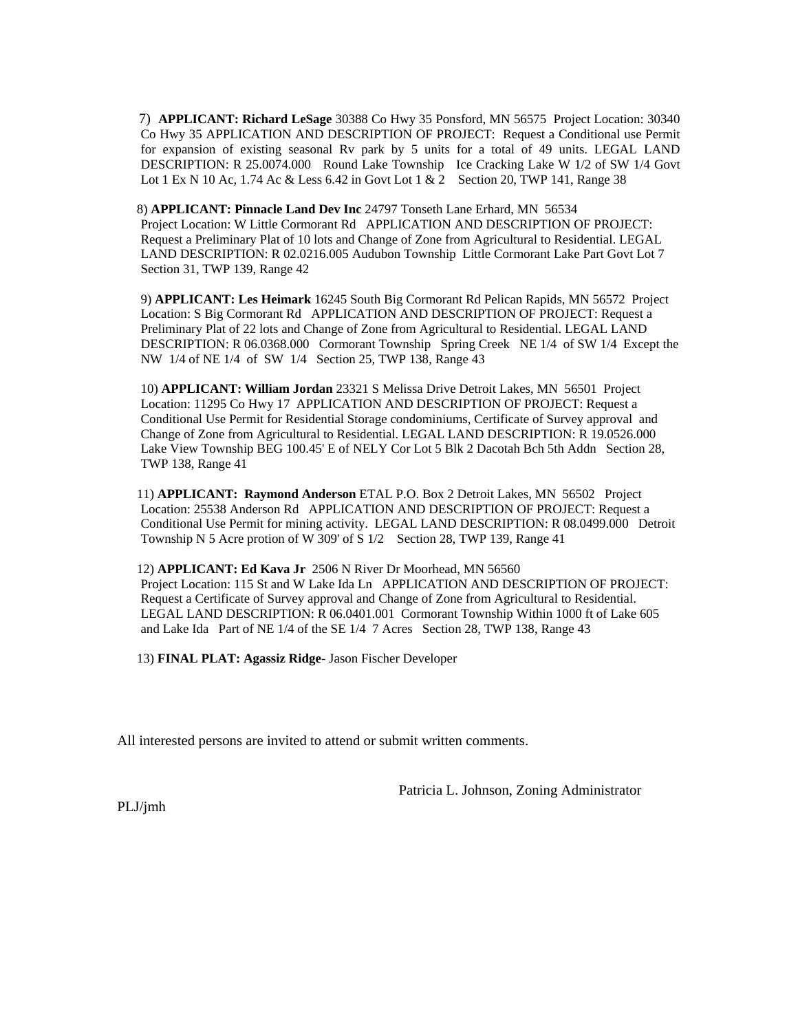7) **APPLICANT: Richard LeSage** 30388 Co Hwy 35 Ponsford, MN 56575 Project Location: 30340 Co Hwy 35 APPLICATION AND DESCRIPTION OF PROJECT: Request a Conditional use Permit for expansion of existing seasonal Rv park by 5 units for a total of 49 units. LEGAL LAND DESCRIPTION: R 25.0074.000 Round Lake Township Ice Cracking Lake W 1/2 of SW 1/4 Govt Lot 1 Ex N 10 Ac, 1.74 Ac & Less 6.42 in Govt Lot 1 & 2 Section 20, TWP 141, Range 38

8) **APPLICANT: Pinnacle Land Dev Inc** 24797 Tonseth Lane Erhard, MN 56534 Project Location: W Little Cormorant Rd APPLICATION AND DESCRIPTION OF PROJECT: Request a Preliminary Plat of 10 lots and Change of Zone from Agricultural to Residential. LEGAL LAND DESCRIPTION: R 02.0216.005 Audubon Township Little Cormorant Lake Part Govt Lot 7 Section 31, TWP 139, Range 42

9) **APPLICANT: Les Heimark** 16245 South Big Cormorant Rd Pelican Rapids, MN 56572 Project Location: S Big Cormorant Rd APPLICATION AND DESCRIPTION OF PROJECT: Request a Preliminary Plat of 22 lots and Change of Zone from Agricultural to Residential. LEGAL LAND DESCRIPTION: R 06.0368.000 Cormorant Township Spring Creek NE 1/4 of SW 1/4 Except the NW 1/4 of NE 1/4 of SW 1/4 Section 25, TWP 138, Range 43

10) **APPLICANT: William Jordan** 23321 S Melissa Drive Detroit Lakes, MN 56501 Project Location: 11295 Co Hwy 17 APPLICATION AND DESCRIPTION OF PROJECT: Request a Conditional Use Permit for Residential Storage condominiums, Certificate of Survey approval and Change of Zone from Agricultural to Residential. LEGAL LAND DESCRIPTION: R 19.0526.000 Lake View Township BEG 100.45' E of NELY Cor Lot 5 Blk 2 Dacotah Bch 5th Addn Section 28, TWP 138, Range 41

11) **APPLICANT: Raymond Anderson** ETAL P.O. Box 2 Detroit Lakes, MN 56502 Project Location: 25538 Anderson Rd APPLICATION AND DESCRIPTION OF PROJECT: Request a Conditional Use Permit for mining activity. LEGAL LAND DESCRIPTION: R 08.0499.000 Detroit Township N 5 Acre protion of W 309' of S 1/2 Section 28, TWP 139, Range 41

12) **APPLICANT: Ed Kava Jr** 2506 N River Dr Moorhead, MN 56560 Project Location: 115 St and W Lake Ida Ln APPLICATION AND DESCRIPTION OF PROJECT: Request a Certificate of Survey approval and Change of Zone from Agricultural to Residential. LEGAL LAND DESCRIPTION: R 06.0401.001 Cormorant Township Within 1000 ft of Lake 605 and Lake Ida Part of NE 1/4 of the SE 1/4 7 Acres Section 28, TWP 138, Range 43

13) **FINAL PLAT: Agassiz Ridge**- Jason Fischer Developer

All interested persons are invited to attend or submit written comments.

Patricia L. Johnson, Zoning Administrator

PLJ/jmh